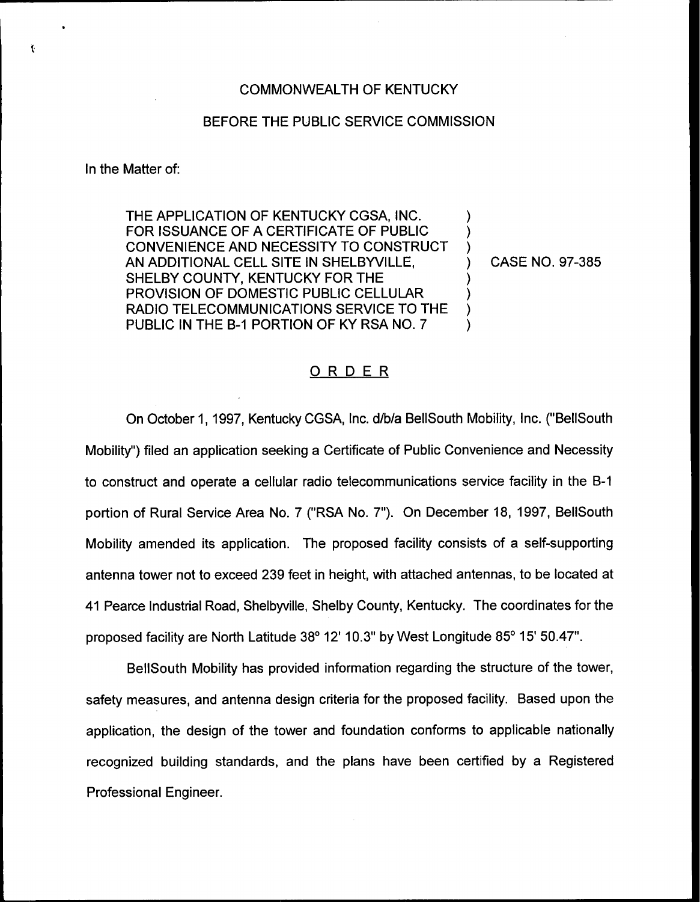COMMONWEALTH OF KENTUCKY

BEFORE THE PUBLIC SERVICE COMMISSION

In the Matter of:

THE APPLICATION OF KENTUCKY CGSA, INC. FOR ISSUANCE OF A CERTIFICATE OF PUBLIC CONVENIENCE AND NECESSITY TO CONSTRUCT AN ADDITIONAL CELL SITE IN SHELBYVILLE, SHELBY COUNTY, KENTUCKY FOR THE PROVISION OF DOMESTIC PUBLIC CELLULAR RADIO TELECOMMUNICATIONS SERVICE TO THE PUBLIC IN THE B-1 PORTION OF KY RSA NO. 7 ) CASE NO. 97-385

## ORDER

On October 1, 1997, Kentucky CGSA, Inc. d/b/a BellSouth Mobility, Inc. ("BellSouth Mobility") filed an application seeking a Certificate of Public Convenience and Necessity to construct and operate a cellular radio telecommunications service facility in the B-1 portion of Rural Service Area No. 7 ("RSA No. 7"). On December 18, 1997, BellSouth Mobility amended its application. The proposed facility consists of a self-supporting antenna tower not to exceed 239 feet in height, with attached antennas, to be located at 41 Pearce Industrial Road, Shelbyville, Shelby County, Kentucky. The coordinates for the proposed facility are North Latitude 38° 12' 10.3" by West Longitude 85° 15' 50.47".

BellSouth Mobility has provided information regarding the structure of the tower, safety measures, and antenna design criteria for the proposed facility. Based upon the application, the design of the tower and foundation conforms to applicable nationally recognized building standards, and the plans have been certified by a Registered Professional Engineer.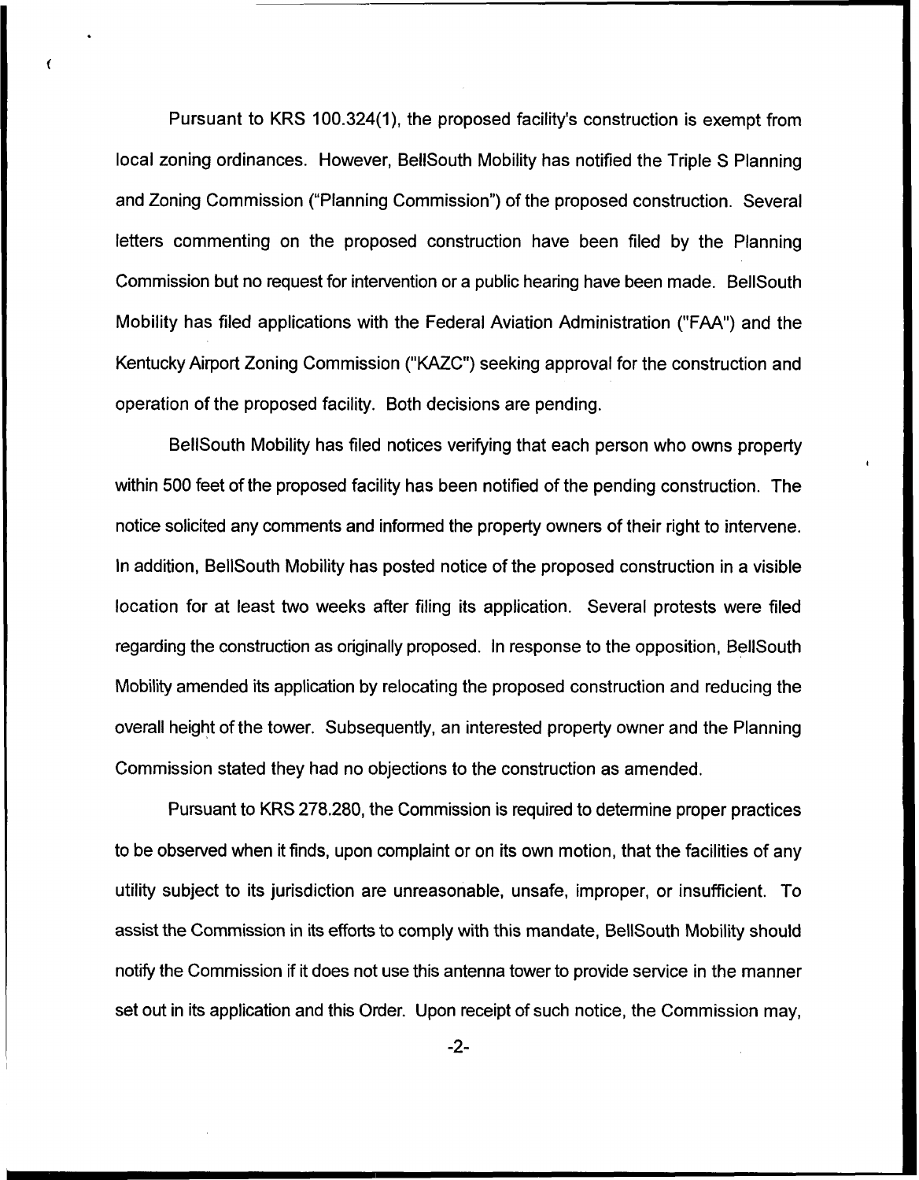Pursuant to KRS 100.324(1), the proposed facility's construction is exempt from local zoning ordinances. However, BellSouth Mobility has notified the Triple S Planning and Zoning Commission ("Planning Commission") of the proposed construction. Several letters commenting on the proposed construction have been filed by the Planning Commission but no request for intervention or a public hearing have been made. BellSouth Mobility has filed applications with the Federal Aviation Administration ("FAA") and the Kentucky Airport Zoning Commission ("KAZC") seeking approval for the construction and operation of the proposed facility. Both decisions are pending.

BellSouth Mobility has filed notices verifying that each person who owns property within 500 feet of the proposed facility has been notified of the pending construction. The notice solicited any comments and informed the property owners of their right to intervene. In addition, BellSouth Mobility has posted notice of the proposed construction in a visible location for at least two weeks after filing its application. Several protests were filed regarding the construction as originally proposed. In response to the opposition, BellSouth Mobility amended its application by relocating the proposed construction and reducing the overall height of the tower. Subsequently, an interested property owner and the Planning Commission stated they had no objections to the construction as amended.

Pursuant to KRS 278.280, the Commission is required to determine proper practices to be observed when it finds, upon complaint or on its own motion, that the facilities of any utility subject to its jurisdiction are unreasonable, unsafe, improper, or insufficient. To assist the Commission in its efforts to comply with this mandate, BellSouth Mobility should notify the Commission if it does not use this antenna tower to provide service in the manner set out in its application and this Order. Upon receipt of such notice, the Commission may,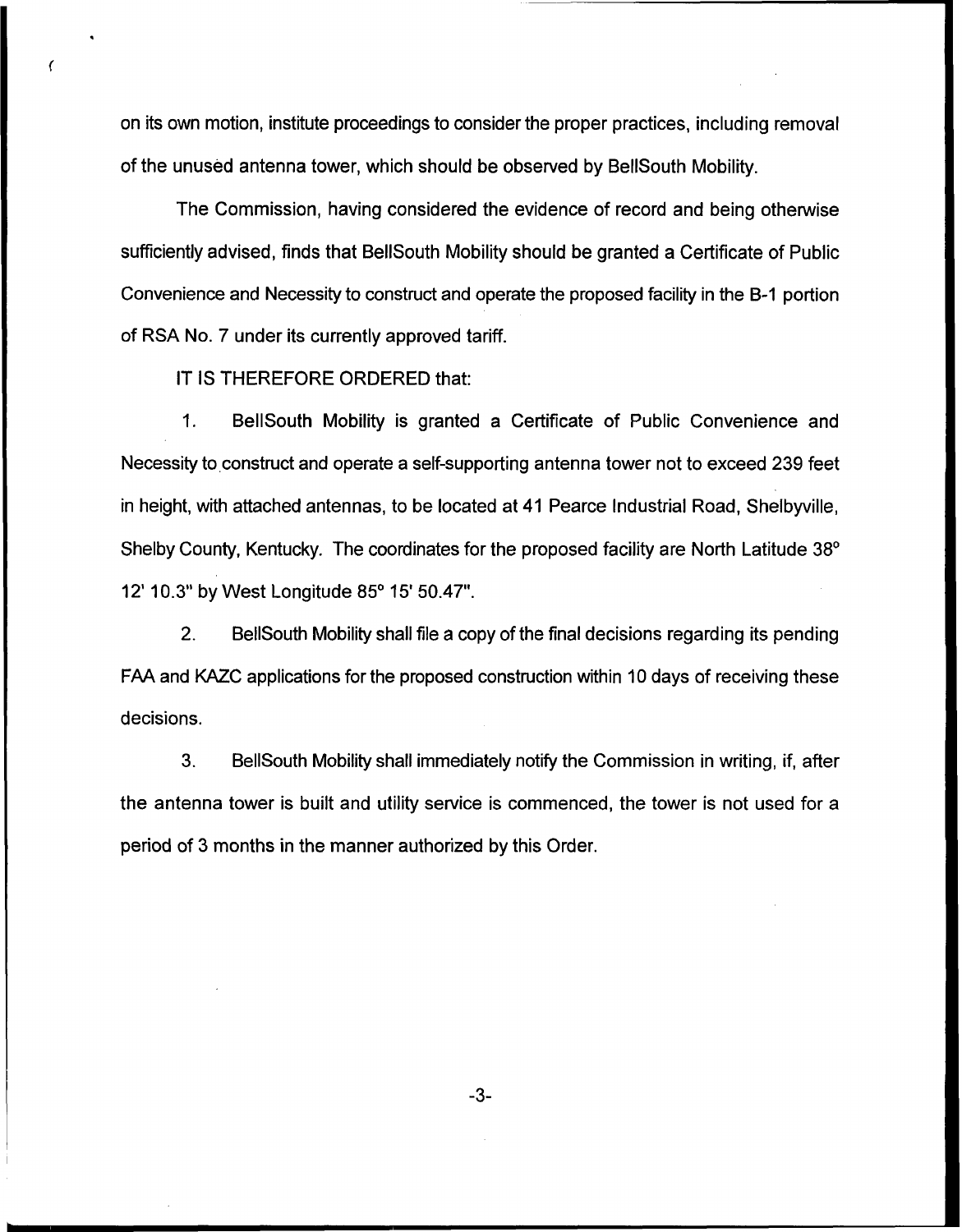on its own motion, institute proceedings to consider the proper practices, including removal of the unused antenna tower, which should be observed by BellSouth Mobility.

The Commission, having considered the evidence of record and being otherwise sufficiently advised, finds that BellSouth Mobility should be granted a Certificate of Public Convenience and Necessity to construct and operate the proposed facility in the B-1 portion of RSA No. 7 under its currently approved tariff.

IT IS THEREFORE ORDERED that:

1. BellSouth Mobility is granted a Certificate of Public Convenience and Necessity to construct and operate a self-supporting antenna tower not to exceed 239 feet in height, with attached antennas, to be located at 41 Pearce Industrial Road, Shelbyville, Shelby County, Kentucky. The coordinates for the proposed facility are North Latitude 38° 12' 10.3" by West Longitude 85° 15' 50.47".

2. BellSouth Mobility shall file a copy of the final decisions regarding its pending FAA and KAZC applications for the proposed construction within 10 days of receiving these decisions.

3. BellSouth Mobility shall immediately notify the Commission in writing, if, after the antenna tower is built and utility service is commenced, the tower is not used for a period of 3 months in the manner authorized by this Order.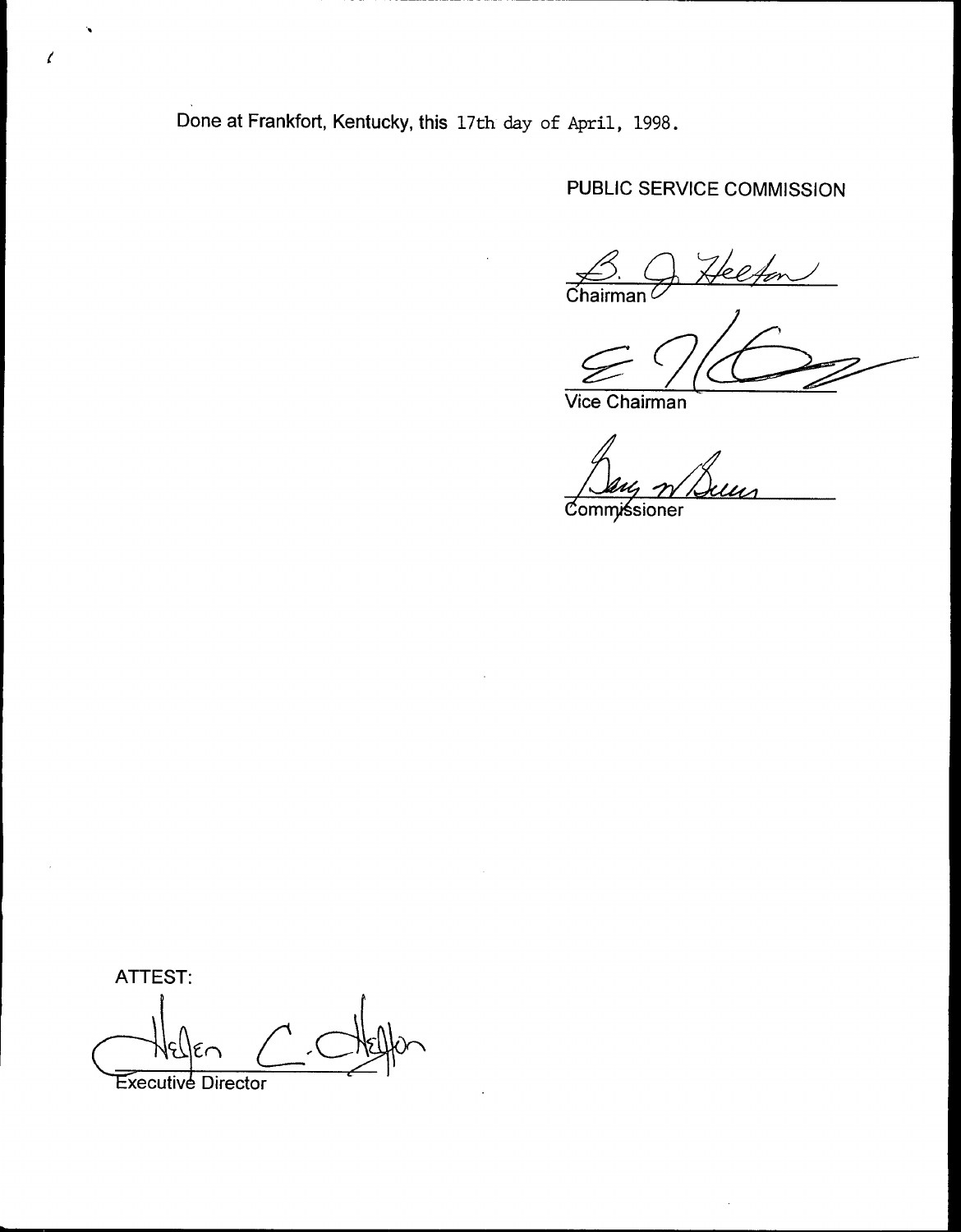Done at Frankfort, Kentucky, this 17th day of April, 1998.

PUBLIC SERVICE COMMISSION

Chairman

Vice Chairman

Commissioner

ATTEST:

Executive Director